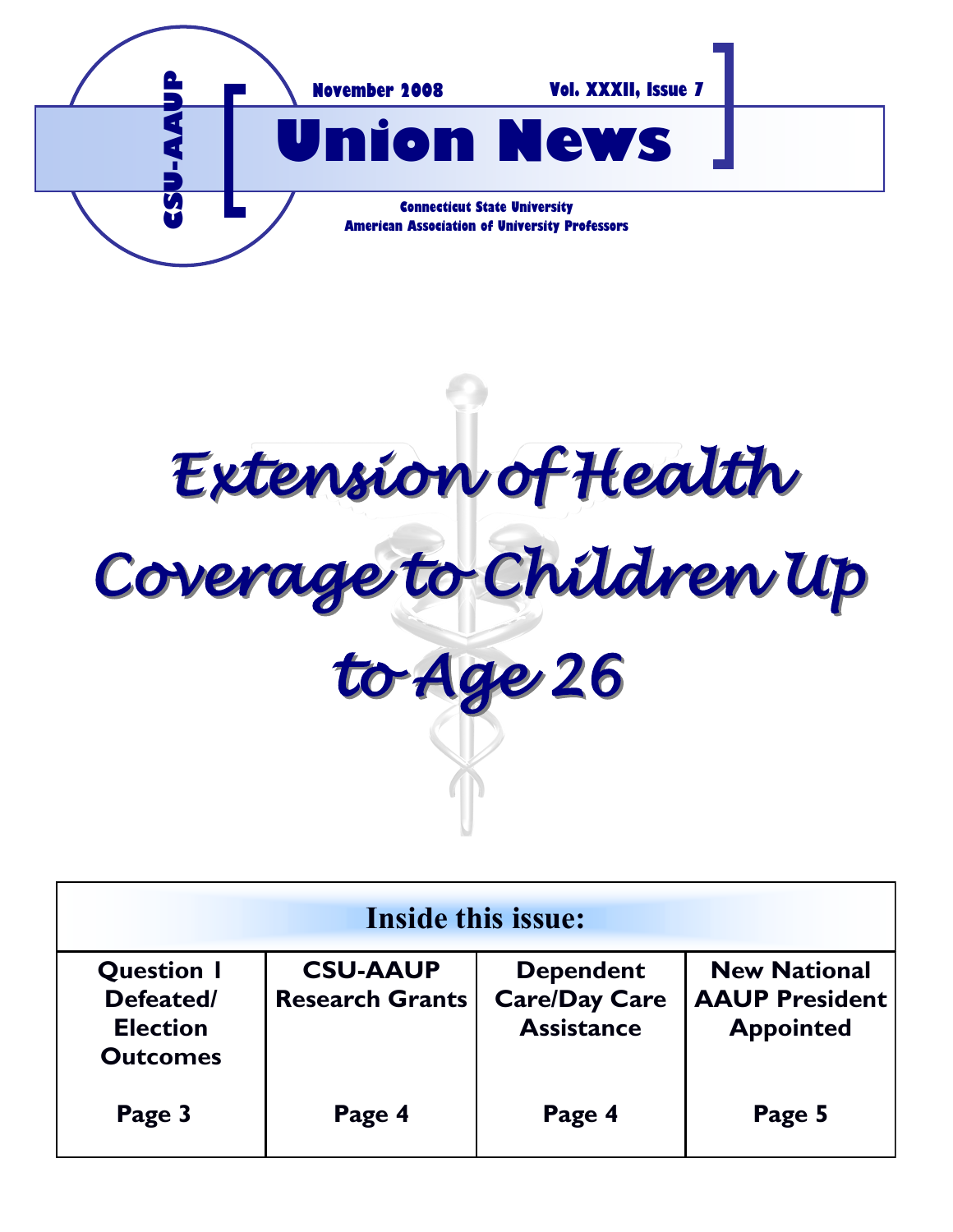CSU-AAUP

November 2008 Vol. XXXII, Issue 7

# Union News

**Connecticut State University**
**American Association of University Professors**

# *Extension of Health Coverage to Children Up to Age 26*

| Inside this issue: | | | |
|---|---|---|---|
| **Question 1 Defeated/ Election Outcomes** | **CSU-AAUP Research Grants** | **Dependent Care/Day Care Assistance** | **New National AAUP President Appointed** |
| **Page 3** | **Page 4** | **Page 4** | **Page 5** |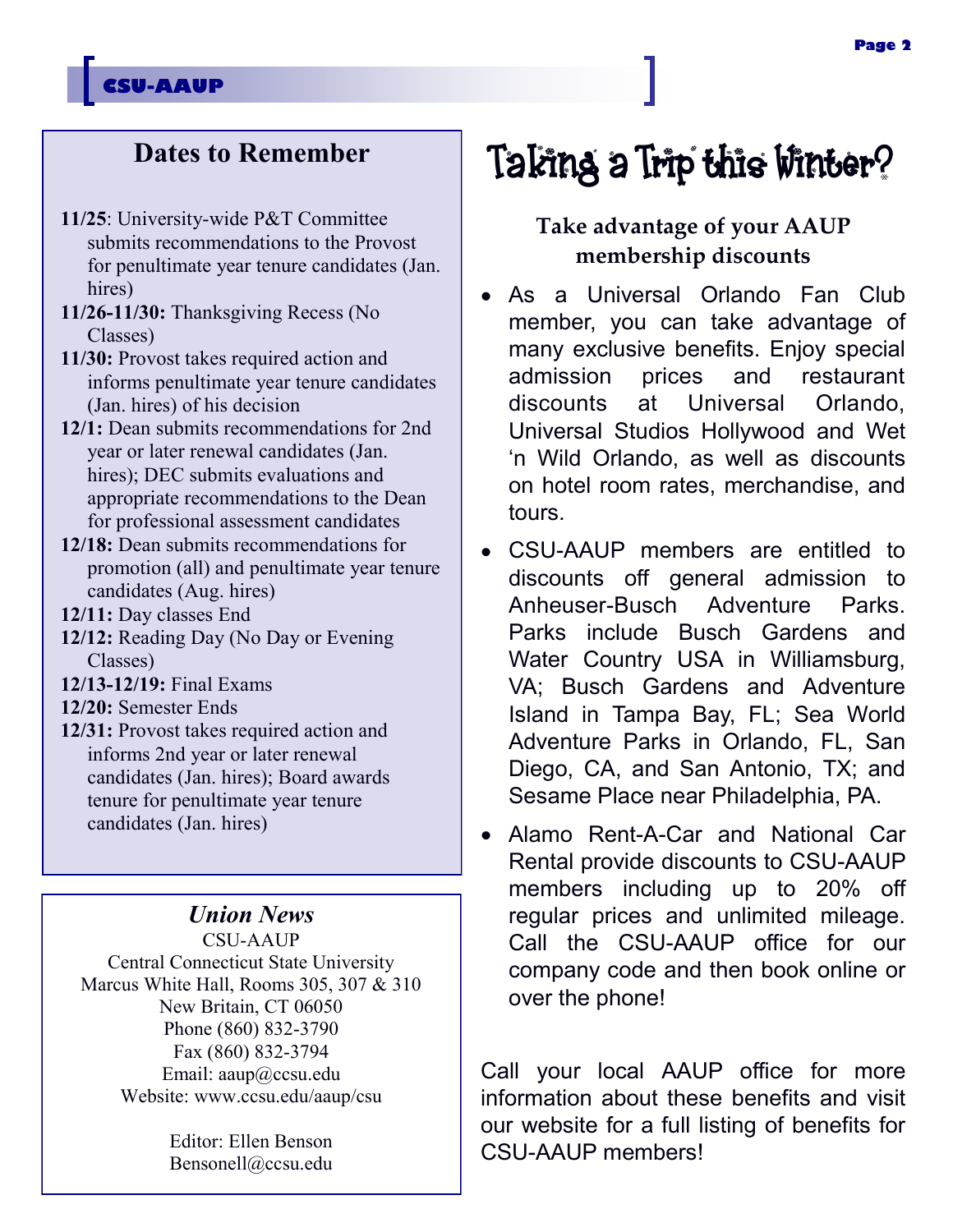## Dates to Remember

**11/25**: University-wide P&T Committee submits recommendations to the Provost for penultimate year tenure candidates (Jan. hires)

**11/26-11/30:** Thanksgiving Recess (No Classes)

**11/30:** Provost takes required action and informs penultimate year tenure candidates (Jan. hires) of his decision

**12/1:** Dean submits recommendations for 2nd year or later renewal candidates (Jan. hires); DEC submits evaluations and appropriate recommendations to the Dean for professional assessment candidates

**12/18:** Dean submits recommendations for promotion (all) and penultimate year tenure candidates (Aug. hires)

**12/11:** Day classes End

**12/12:** Reading Day (No Day or Evening Classes)

**12/13-12/19:** Final Exams

**12/20:** Semester Ends

**12/31:** Provost takes required action and informs 2nd year or later renewal candidates (Jan. hires); Board awards tenure for penultimate year tenure candidates (Jan. hires)

### *Union News*

CSU-AAUP
Central Connecticut State University
Marcus White Hall, Rooms 305, 307 & 310
New Britain, CT 06050
Phone (860) 832-3790
Fax (860) 832-3794
Email: aaup@ccsu.edu
Website: www.ccsu.edu/aaup/csu

Editor: Ellen Benson
Bensonell@ccsu.edu

# Taking a Trip this Winter?

**Take advantage of your AAUP membership discounts**

- As a Universal Orlando Fan Club member, you can take advantage of many exclusive benefits. Enjoy special admission prices and restaurant discounts at Universal Orlando, Universal Studios Hollywood and Wet 'n Wild Orlando, as well as discounts on hotel room rates, merchandise, and tours.
- CSU-AAUP members are entitled to discounts off general admission to Anheuser-Busch Adventure Parks. Parks include Busch Gardens and Water Country USA in Williamsburg, VA; Busch Gardens and Adventure Island in Tampa Bay, FL; Sea World Adventure Parks in Orlando, FL, San Diego, CA, and San Antonio, TX; and Sesame Place near Philadelphia, PA.
- Alamo Rent-A-Car and National Car Rental provide discounts to CSU-AAUP members including up to 20% off regular prices and unlimited mileage. Call the CSU-AAUP office for our company code and then book online or over the phone!

Call your local AAUP office for more information about these benefits and visit our website for a full listing of benefits for CSU-AAUP members!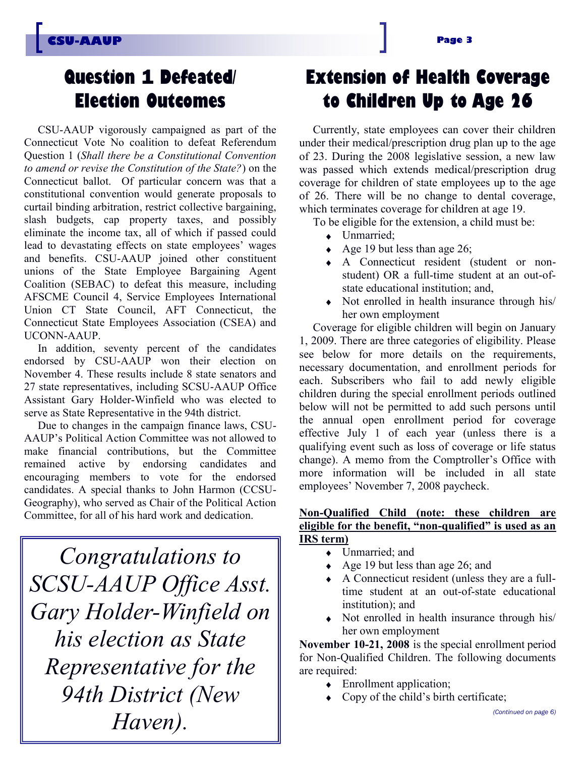## Question 1 Defeated/ Election Outcomes

CSU-AAUP vigorously campaigned as part of the Connecticut Vote No coalition to defeat Referendum Question 1 (*Shall there be a Constitutional Convention to amend or revise the Constitution of the State?*) on the Connecticut ballot. Of particular concern was that a constitutional convention would generate proposals to curtail binding arbitration, restrict collective bargaining, slash budgets, cap property taxes, and possibly eliminate the income tax, all of which if passed could lead to devastating effects on state employees' wages and benefits. CSU-AAUP joined other constituent unions of the State Employee Bargaining Agent Coalition (SEBAC) to defeat this measure, including AFSCME Council 4, Service Employees International Union CT State Council, AFT Connecticut, the Connecticut State Employees Association (CSEA) and UCONN-AAUP.

In addition, seventy percent of the candidates endorsed by CSU-AAUP won their election on November 4. These results include 8 state senators and 27 state representatives, including SCSU-AAUP Office Assistant Gary Holder-Winfield who was elected to serve as State Representative in the 94th district.

Due to changes in the campaign finance laws, CSU-AAUP's Political Action Committee was not allowed to make financial contributions, but the Committee remained active by endorsing candidates and encouraging members to vote for the endorsed candidates. A special thanks to John Harmon (CCSU-Geography), who served as Chair of the Political Action Committee, for all of his hard work and dedication.

*Congratulations to SCSU-AAUP Office Asst. Gary Holder-Winfield on his election as State Representative for the 94th District (New Haven).*

## Extension of Health Coverage to Children Up to Age 26

Currently, state employees can cover their children under their medical/prescription drug plan up to the age of 23. During the 2008 legislative session, a new law was passed which extends medical/prescription drug coverage for children of state employees up to the age of 26. There will be no change to dental coverage, which terminates coverage for children at age 19.

To be eligible for the extension, a child must be:

- Unmarried;
- Age 19 but less than age 26;
- A Connecticut resident (student or non-student) OR a full-time student at an out-of-state educational institution; and,
- Not enrolled in health insurance through his/ her own employment

Coverage for eligible children will begin on January 1, 2009. There are three categories of eligibility. Please see below for more details on the requirements, necessary documentation, and enrollment periods for each. Subscribers who fail to add newly eligible children during the special enrollment periods outlined below will not be permitted to add such persons until the annual open enrollment period for coverage effective July 1 of each year (unless there is a qualifying event such as loss of coverage or life status change). A memo from the Comptroller's Office with more information will be included in all state employees' November 7, 2008 paycheck.

**Non-Qualified Child (note: these children are eligible for the benefit, "non-qualified" is used as an IRS term)**

- Unmarried; and
- Age 19 but less than age 26; and
- A Connecticut resident (unless they are a full-time student at an out-of-state educational institution); and
- Not enrolled in health insurance through his/ her own employment

**November 10-21, 2008** is the special enrollment period for Non-Qualified Children. The following documents are required:

- Enrollment application;
- Copy of the child's birth certificate;

*(Continued on page 6)*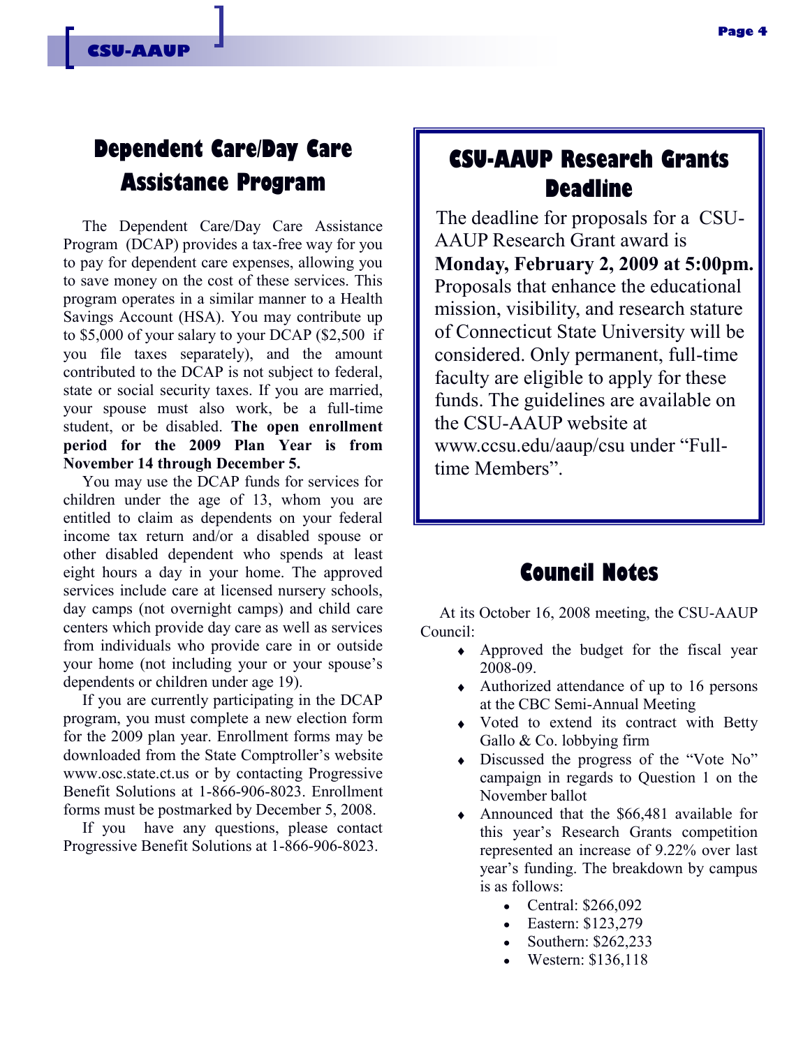## Dependent Care/Day Care Assistance Program

The Dependent Care/Day Care Assistance Program (DCAP) provides a tax-free way for you to pay for dependent care expenses, allowing you to save money on the cost of these services. This program operates in a similar manner to a Health Savings Account (HSA). You may contribute up to $5,000 of your salary to your DCAP ($2,500 if you file taxes separately), and the amount contributed to the DCAP is not subject to federal, state or social security taxes. If you are married, your spouse must also work, be a full-time student, or be disabled. **The open enrollment period for the 2009 Plan Year is from November 14 through December 5.**

You may use the DCAP funds for services for children under the age of 13, whom you are entitled to claim as dependents on your federal income tax return and/or a disabled spouse or other disabled dependent who spends at least eight hours a day in your home. The approved services include care at licensed nursery schools, day camps (not overnight camps) and child care centers which provide day care as well as services from individuals who provide care in or outside your home (not including your or your spouse's dependents or children under age 19).

If you are currently participating in the DCAP program, you must complete a new election form for the 2009 plan year. Enrollment forms may be downloaded from the State Comptroller's website www.osc.state.ct.us or by contacting Progressive Benefit Solutions at 1-866-906-8023. Enrollment forms must be postmarked by December 5, 2008.

If you have any questions, please contact Progressive Benefit Solutions at 1-866-906-8023.

## CSU-AAUP Research Grants Deadline

The deadline for proposals for a CSU-AAUP Research Grant award is **Monday, February 2, 2009 at 5:00pm.** Proposals that enhance the educational mission, visibility, and research stature of Connecticut State University will be considered. Only permanent, full-time faculty are eligible to apply for these funds. The guidelines are available on the CSU-AAUP website at www.ccsu.edu/aaup/csu under "Full-time Members".

## Council Notes

At its October 16, 2008 meeting, the CSU-AAUP Council:

- Approved the budget for the fiscal year 2008-09.
- Authorized attendance of up to 16 persons at the CBC Semi-Annual Meeting
- Voted to extend its contract with Betty Gallo & Co. lobbying firm
- Discussed the progress of the "Vote No" campaign in regards to Question 1 on the November ballot
- Announced that the $66,481 available for this year's Research Grants competition represented an increase of 9.22% over last year's funding. The breakdown by campus is as follows:
  - Central: $266,092
  - Eastern: $123,279
  - Southern: $262,233
  - Western: $136,118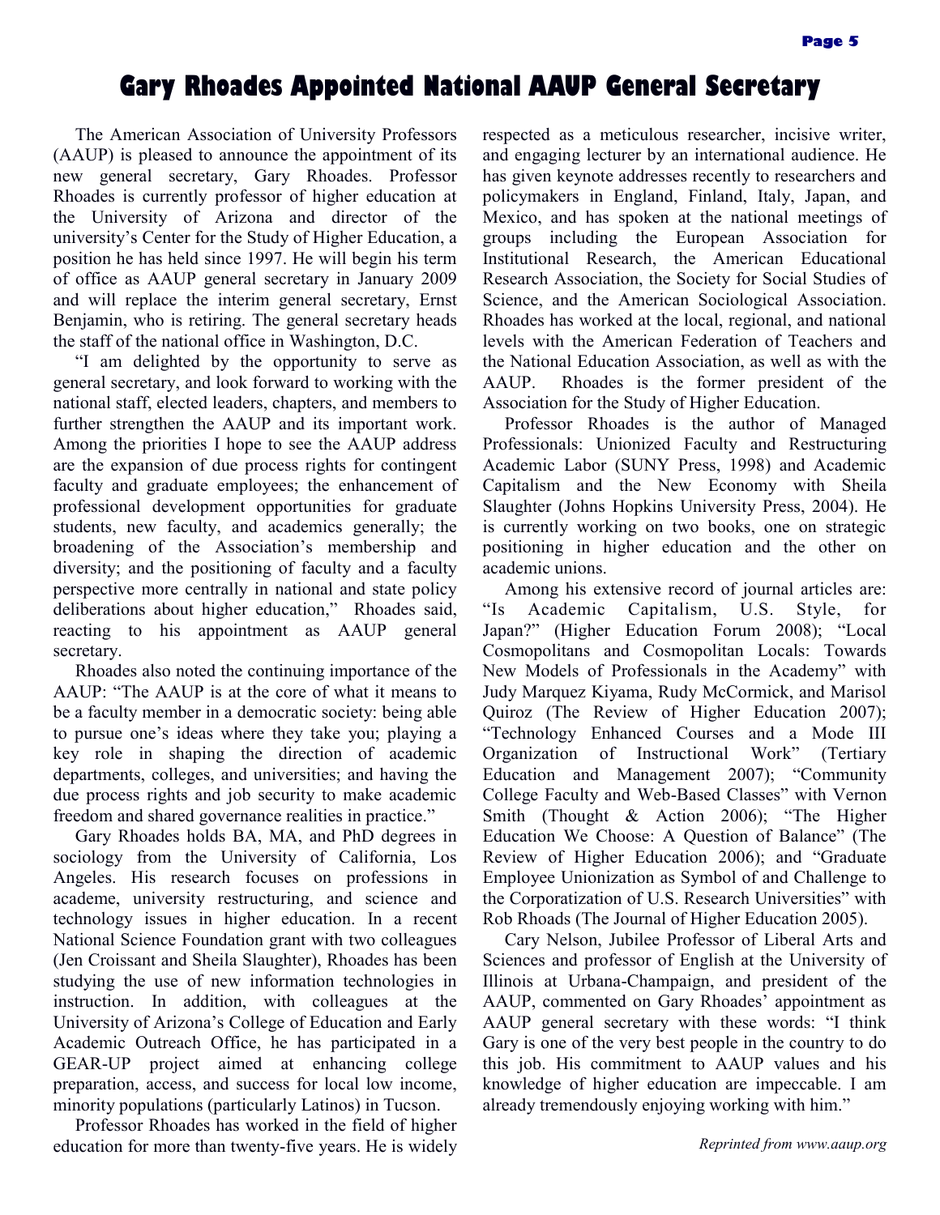# Gary Rhoades Appointed National AAUP General Secretary

The American Association of University Professors (AAUP) is pleased to announce the appointment of its new general secretary, Gary Rhoades. Professor Rhoades is currently professor of higher education at the University of Arizona and director of the university's Center for the Study of Higher Education, a position he has held since 1997. He will begin his term of office as AAUP general secretary in January 2009 and will replace the interim general secretary, Ernst Benjamin, who is retiring. The general secretary heads the staff of the national office in Washington, D.C.

"I am delighted by the opportunity to serve as general secretary, and look forward to working with the national staff, elected leaders, chapters, and members to further strengthen the AAUP and its important work. Among the priorities I hope to see the AAUP address are the expansion of due process rights for contingent faculty and graduate employees; the enhancement of professional development opportunities for graduate students, new faculty, and academics generally; the broadening of the Association's membership and diversity; and the positioning of faculty and a faculty perspective more centrally in national and state policy deliberations about higher education," Rhoades said, reacting to his appointment as AAUP general secretary.

Rhoades also noted the continuing importance of the AAUP: "The AAUP is at the core of what it means to be a faculty member in a democratic society: being able to pursue one's ideas where they take you; playing a key role in shaping the direction of academic departments, colleges, and universities; and having the due process rights and job security to make academic freedom and shared governance realities in practice."

Gary Rhoades holds BA, MA, and PhD degrees in sociology from the University of California, Los Angeles. His research focuses on professions in academe, university restructuring, and science and technology issues in higher education. In a recent National Science Foundation grant with two colleagues (Jen Croissant and Sheila Slaughter), Rhoades has been studying the use of new information technologies in instruction. In addition, with colleagues at the University of Arizona's College of Education and Early Academic Outreach Office, he has participated in a GEAR-UP project aimed at enhancing college preparation, access, and success for local low income, minority populations (particularly Latinos) in Tucson.

Professor Rhoades has worked in the field of higher education for more than twenty-five years. He is widely respected as a meticulous researcher, incisive writer, and engaging lecturer by an international audience. He has given keynote addresses recently to researchers and policymakers in England, Finland, Italy, Japan, and Mexico, and has spoken at the national meetings of groups including the European Association for Institutional Research, the American Educational Research Association, the Society for Social Studies of Science, and the American Sociological Association. Rhoades has worked at the local, regional, and national levels with the American Federation of Teachers and the National Education Association, as well as with the AAUP. Rhoades is the former president of the Association for the Study of Higher Education.

Professor Rhoades is the author of Managed Professionals: Unionized Faculty and Restructuring Academic Labor (SUNY Press, 1998) and Academic Capitalism and the New Economy with Sheila Slaughter (Johns Hopkins University Press, 2004). He is currently working on two books, one on strategic positioning in higher education and the other on academic unions.

Among his extensive record of journal articles are: "Is Academic Capitalism, U.S. Style, for Japan?" (Higher Education Forum 2008); "Local Cosmopolitans and Cosmopolitan Locals: Towards New Models of Professionals in the Academy" with Judy Marquez Kiyama, Rudy McCormick, and Marisol Quiroz (The Review of Higher Education 2007); "Technology Enhanced Courses and a Mode III Organization of Instructional Work" (Tertiary Education and Management 2007); "Community College Faculty and Web-Based Classes" with Vernon Smith (Thought & Action 2006); "The Higher Education We Choose: A Question of Balance" (The Review of Higher Education 2006); and "Graduate Employee Unionization as Symbol of and Challenge to the Corporatization of U.S. Research Universities" with Rob Rhoads (The Journal of Higher Education 2005).

Cary Nelson, Jubilee Professor of Liberal Arts and Sciences and professor of English at the University of Illinois at Urbana-Champaign, and president of the AAUP, commented on Gary Rhoades' appointment as AAUP general secretary with these words: "I think Gary is one of the very best people in the country to do this job. His commitment to AAUP values and his knowledge of higher education are impeccable. I am already tremendously enjoying working with him."

*Reprinted from www.aaup.org*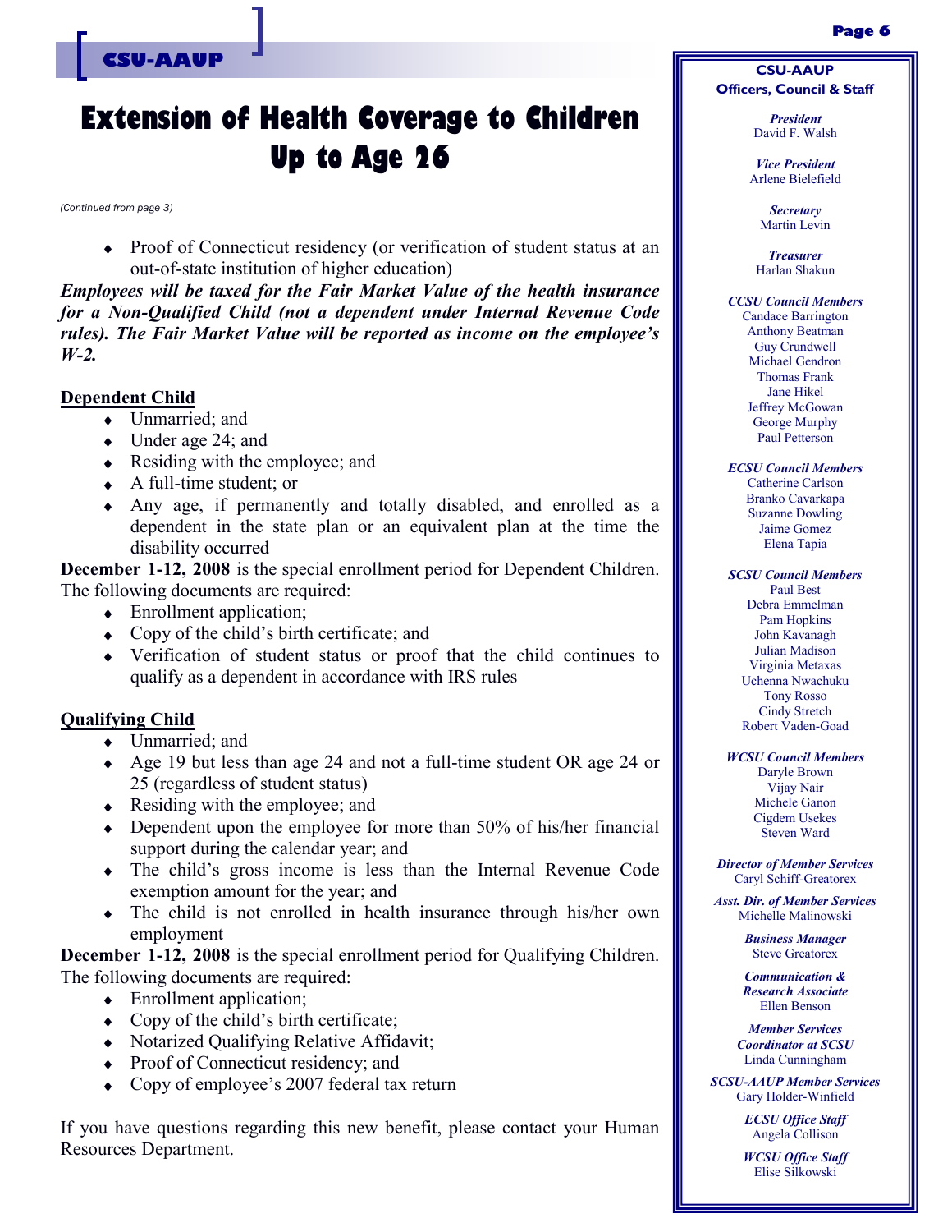# Extension of Health Coverage to Children Up to Age 26

*(Continued from page 3)*

- Proof of Connecticut residency (or verification of student status at an out-of-state institution of higher education)

***Employees will be taxed for the Fair Market Value of the health insurance for a Non-Qualified Child (not a dependent under Internal Revenue Code rules). The Fair Market Value will be reported as income on the employee's W-2.***

## Dependent Child

- Unmarried; and
- Under age 24; and
- Residing with the employee; and
- A full-time student; or
- Any age, if permanently and totally disabled, and enrolled as a dependent in the state plan or an equivalent plan at the time the disability occurred

**December 1-12, 2008** is the special enrollment period for Dependent Children. The following documents are required:

- Enrollment application;
- Copy of the child's birth certificate; and
- Verification of student status or proof that the child continues to qualify as a dependent in accordance with IRS rules

## Qualifying Child

- Unmarried; and
- Age 19 but less than age 24 and not a full-time student OR age 24 or 25 (regardless of student status)
- Residing with the employee; and
- Dependent upon the employee for more than 50% of his/her financial support during the calendar year; and
- The child's gross income is less than the Internal Revenue Code exemption amount for the year; and
- The child is not enrolled in health insurance through his/her own employment

**December 1-12, 2008** is the special enrollment period for Qualifying Children. The following documents are required:

- Enrollment application;
- Copy of the child's birth certificate;
- Notarized Qualifying Relative Affidavit;
- Proof of Connecticut residency; and
- Copy of employee's 2007 federal tax return

If you have questions regarding this new benefit, please contact your Human Resources Department.

---

**CSU-AAUP**
**Officers, Council & Staff**

***President***
David F. Walsh

***Vice President***
Arlene Bielefield

***Secretary***
Martin Levin

***Treasurer***
Harlan Shakun

***CCSU Council Members***
Candace Barrington
Anthony Beatman
Guy Crundwell
Michael Gendron
Thomas Frank
Jane Hikel
Jeffrey McGowan
George Murphy
Paul Petterson

***ECSU Council Members***
Catherine Carlson
Branko Cavarkapa
Suzanne Dowling
Jaime Gomez
Elena Tapia

***SCSU Council Members***
Paul Best
Debra Emmelman
Pam Hopkins
John Kavanagh
Julian Madison
Virginia Metaxas
Uchenna Nwachuku
Tony Rosso
Cindy Stretch
Robert Vaden-Goad

***WCSU Council Members***
Daryle Brown
Vijay Nair
Michele Ganon
Cigdem Usekes
Steven Ward

***Director of Member Services***
Caryl Schiff-Greatorex

***Asst. Dir. of Member Services***
Michelle Malinowski

***Business Manager***
Steve Greatorex

***Communication & Research Associate***
Ellen Benson

***Member Services Coordinator at SCSU***
Linda Cunningham

***SCSU-AAUP Member Services***
Gary Holder-Winfield

***ECSU Office Staff***
Angela Collison

***WCSU Office Staff***
Elise Silkowski